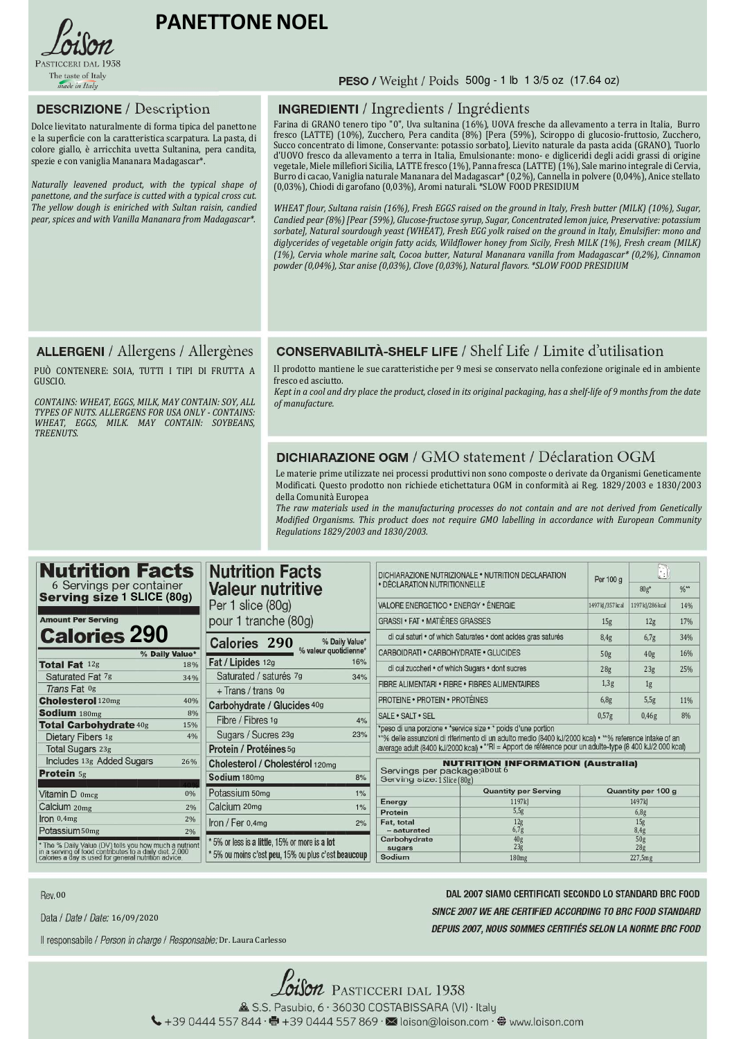# PANETTONE NOEL

Loison
PASTICCERI DAL 1938
The taste of Italy
made in Italy

**PESO** / Weight / Poids 500g - 1 lb 1 3/5 oz (17.64 oz)

## DESCRIZIONE / Description

Dolce lievitato naturalmente di forma tipica del panettone e la superficie con la caratteristica scarpatura. La pasta, di colore giallo, è arricchita uvetta Sultanina, pera candita, spezie e con vaniglia Mananara Madagascar*.

*Naturally leavened product, with the typical shape of panettone, and the surface is typical with a typical cross cut. The yellow dough is enriched with Sultan raisin, candied pear, spices and with Vanilla Mananara from Madagascar*.*

## INGREDIENTI / Ingredients / Ingrédients

Farina di GRANO tenero tipo "0", Uva sultanina (16%), UOVA fresche da allevamento a terra in Italia, Burro fresco (LATTE) (10%), Zucchero, Pera candita (8%) [Pera (59%), Sciroppo di glucosio-fruttosio, Zucchero, Succo concentrato di limone, Conservante: potassio sorbato], Lievito naturale da pasta acida (GRANO), Tuorlo d'UOVO fresco da allevamento a terra in Italia, Emulsionante: mono- e digliceridi degli acidi grassi di origine vegetale, Miele millefiori Sicilia, LATTE fresco (1%), Panna fresca (LATTE) (1%), Sale marino integrale di Cervia, Burro di cacao, Vaniglia naturale Mananara del Madagascar* (0,2%), Cannella in polvere (0,04%), Anice stellato (0,03%), Chiodi di garofano (0,03%), Aromi naturali. *SLOW FOOD PRESIDIUM

*WHEAT flour, Sultana raisin (16%), Fresh EGGS raised on the ground in Italy, Fresh butter (MILK) (10%), Sugar, Candied pear (8%) [Pear (59%), Glucose-fructose syrup, Sugar, Concentrated lemon juice, Preservative: potassium sorbate], Natural sourdough yeast (WHEAT), Fresh EGG yolk raised on the ground in Italy, Emulsifier: mono and diglycerides of vegetable origin fatty acids, Wildflower honey from Sicily, Fresh MILK (1%), Fresh cream (MILK) (1%), Cervia whole marine salt, Cocoa butter, Natural Mananara vanilla from Madagascar* (0,2%), Cinnamon powder (0,04%), Star anise (0,03%), Clove (0,03%), Natural flavors. *SLOW FOOD PRESIDIUM*

## ALLERGENI / Allergens / Allergènes

PUÒ CONTENERE: SOIA, TUTTI I TIPI DI FRUTTA A GUSCIO.

*CONTAINS: WHEAT, EGGS, MILK, MAY CONTAIN: SOY, ALL TYPES OF NUTS. ALLERGENS FOR USA ONLY - CONTAINS: WHEAT, EGGS, MILK. MAY CONTAIN: SOYBEANS, TREENUTS.*

## CONSERVABILITÀ-SHELF LIFE / Shelf Life / Limite d'utilisation

Il prodotto mantiene le sue caratteristiche per 9 mesi se conservato nella confezione originale ed in ambiente fresco ed asciutto.

*Kept in a cool and dry place the product, closed in its original packaging, has a shelf-life of 9 months from the date of manufacture.*

## DICHIARAZIONE OGM / GMO statement / Déclaration OGM

Le materie prime utilizzate nei processi produttivi non sono composte o derivate da Organismi Geneticamente Modificati. Questo prodotto non richiede etichettatura OGM in conformità ai Reg. 1829/2003 e 1830/2003 della Comunità Europea

*The raw materials used in the manufacturing processes do not contain and are not derived from Genetically Modified Organisms. This product does not require GMO labelling in accordance with European Community Regulations 1829/2003 and 1830/2003.*

## Nutrition Facts

6 Servings per container
**Serving size 1 SLICE (80g)**

**Amount Per Serving**
**Calories 290**

| | % Daily Value* |
|---|---|
| **Total Fat** 12g | 18% |
| Saturated Fat 7g | 34% |
| *Trans* Fat 0g | |
| **Cholesterol** 120mg | 40% |
| **Sodium** 180mg | 8% |
| **Total Carbohydrate** 40g | 15% |
| Dietary Fibers 1g | 4% |
| Total Sugars 23g | |
| Includes 13g Added Sugars | 26% |
| **Protein** 5g | |
| Vitamin D 0mcg | 0% |
| Calcium 20mg | 2% |
| Iron 0,4mg | 2% |
| Potassium 50mg | 2% |

* The % Daily Value (DV) tells you how much a nutrient in a serving of food contributes to a daily diet. 2.000 calories a day is used for general nutrition advice.

## Nutrition Facts / Valeur nutritive

Per 1 slice (80g)
pour 1 tranche (80g)

| **Calories 290** | % Daily Value* / % valeur quotidienne* |
|---|---|
| **Fat / Lipides** 12g | 16% |
| Saturated / saturés 7g | 34% |
| + Trans / trans 0g | |
| **Carbohydrate / Glucides** 40g | |
| Fibre / Fibres 1g | 4% |
| Sugars / Sucres 23g | 23% |
| **Protein / Protéines** 5g | |
| **Cholesterol / Cholestérol** 120mg | |
| **Sodium** 180mg | 8% |
| Potassium 50mg | 1% |
| Calcium 20mg | 1% |
| Iron / Fer 0,4mg | 2% |

* 5% or less is **a little**, 15% or more is **a lot**
* 5% ou moins c'est **peu**, 15% ou plus c'est **beaucoup**

## DICHIARAZIONE NUTRIZIONALE • NUTRITION DECLARATION • DÉCLARATION NUTRITIONNELLE

| | Per 100 g | 80g* | %** |
|---|---|---|---|
| VALORE ENERGETICO • ENERGY • ÉNERGIE | 1497kJ/357kcal | 1197kJ/286kcal | 14% |
| GRASSI • FAT • MATIÈRES GRASSES | 15g | 12g | 17% |
| di cui saturi • of which Saturates • dont acides gras saturés | 8,4g | 6,7g | 34% |
| CARBOIDRATI • CARBOHYDRATE • GLUCIDES | 50g | 40g | 16% |
| di cui zuccheri • of which Sugars • dont sucres | 28g | 23g | 25% |
| FIBRE ALIMENTARI • FIBRE • FIBRES ALIMENTAIRES | 1,3g | 1g | |
| PROTEINE • PROTEIN • PROTÉINES | 6,8g | 5,5g | 11% |
| SALE • SALT • SEL | 0,57g | 0,46g | 8% |

*peso di una porzione • *service size • * poids d'une portion
**% delle assunzioni di riferimento di un adulto medio (8400 kJ/2000 kcal) • **% reference intake of an average adult (8400 kJ/2000 kcal) • **RI = Apport de référence pour un adulte-type (8 400 kJ/2 000 kcal)

## NUTRITION INFORMATION (Australia)

Servings per package: about 6
Serving size: 1 Slice (80g)

| | Quantity per Serving | Quantity per 100 g |
|---|---|---|
| Energy | 1197kJ | 1497kJ |
| Protein | 5,5g | 6,8g |
| Fat, total | 12g | 15g |
| – saturated | 6,7g | 8,4g |
| Carbohydrate | 40g | 50g |
| sugars | 23g | 28g |
| Sodium | 180mg | 227,5mg |

Rev. 00

Data / *Date* / *Date:* 16/09/2020

Il responsabile / *Person in charge* / *Responsable:* Dr. Laura Carlesso

**DAL 2007 SIAMO CERTIFICATI SECONDO LO STANDARD BRC FOOD**

***SINCE 2007 WE ARE CERTIFIED ACCORDING TO BRC FOOD STANDARD***

***DEPUIS 2007, NOUS SOMMES CERTIFIÉS SELON LA NORME BRC FOOD***

Loison PASTICCERI DAL 1938
S.S. Pasubio, 6 · 36030 COSTABISSARA (VI) · Italy
+39 0444 557 844 · +39 0444 557 869 · loison@loison.com · www.loison.com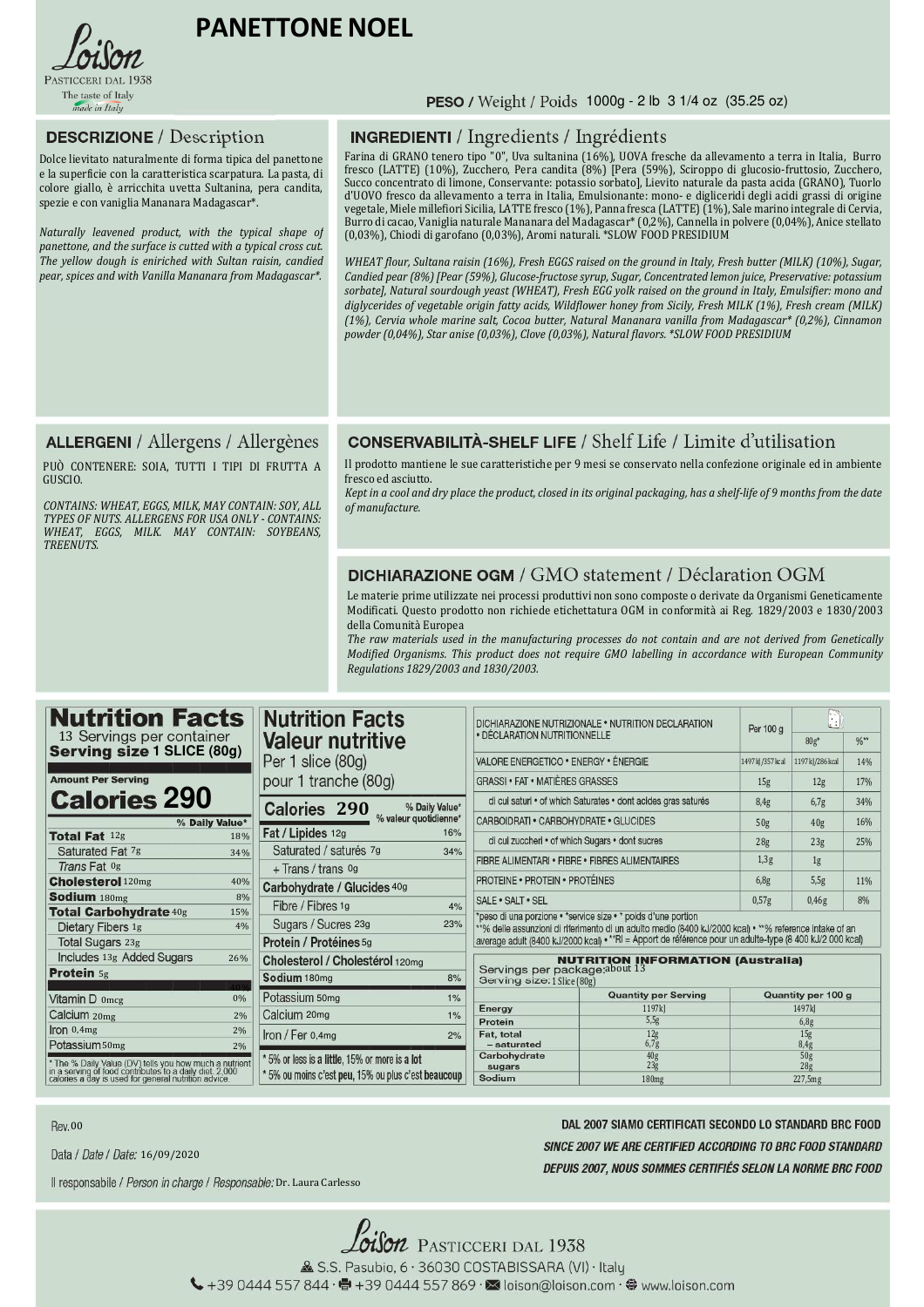# PANETTONE NOEL

Loison
PASTICCERI DAL 1938
The taste of Italy
made in Italy

**PESO** / Weight / Poids 1000g - 2 lb 3 1/4 oz (35.25 oz)

## DESCRIZIONE / Description

Dolce lievitato naturalmente di forma tipica del panettone e la superficie con la caratteristica scarpatura. La pasta, di colore giallo, è arricchita uvetta Sultanina, pera candita, spezie e con vaniglia Mananara Madagascar*.

*Naturally leavened product, with the typical shape of panettone, and the surface is cutted with a typical cross cut. The yellow dough is enriched with Sultan raisin, candied pear, spices and with Vanilla Mananara from Madagascar*.*

## INGREDIENTI / Ingredients / Ingrédients

Farina di GRANO tenero tipo "0", Uva sultanina (16%), UOVA fresche da allevamento a terra in Italia, Burro fresco (LATTE) (10%), Zucchero, Pera candita (8%) [Pera (59%), Sciroppo di glucosio-fruttosio, Zucchero, Succo concentrato di limone, Conservante: potassio sorbato], Lievito naturale da pasta acida (GRANO), Tuorlo d'UOVO fresco da allevamento a terra in Italia, Emulsionante: mono- e digliceridi degli acidi grassi di origine vegetale, Miele millefiori Sicilia, LATTE fresco (1%), Panna fresca (LATTE) (1%), Sale marino integrale di Cervia, Burro di cacao, Vaniglia naturale Mananara del Madagascar* (0,2%), Cannella in polvere (0,04%), Anice stellato (0,03%), Chiodi di garofano (0,03%), Aromi naturali. *SLOW FOOD PRESIDIUM

*WHEAT flour, Sultana raisin (16%), Fresh EGGS raised on the ground in Italy, Fresh butter (MILK) (10%), Sugar, Candied pear (8%) [Pear (59%), Glucose-fructose syrup, Sugar, Concentrated lemon juice, Preservative: potassium sorbate], Natural sourdough yeast (WHEAT), Fresh EGG yolk raised on the ground in Italy, Emulsifier: mono and diglycerides of vegetable origin fatty acids, Wildflower honey from Sicily, Fresh MILK (1%), Fresh cream (MILK) (1%), Cervia whole marine salt, Cocoa butter, Natural Mananara vanilla from Madagascar* (0,2%), Cinnamon powder (0,04%), Star anise (0,03%), Clove (0,03%), Natural flavors. *SLOW FOOD PRESIDIUM*

## ALLERGENI / Allergens / Allergènes

PUÒ CONTENERE: SOIA, TUTTI I TIPI DI FRUTTA A GUSCIO.

*CONTAINS: WHEAT, EGGS, MILK, MAY CONTAIN: SOY, ALL TYPES OF NUTS. ALLERGENS FOR USA ONLY - CONTAINS: WHEAT, EGGS, MILK. MAY CONTAIN: SOYBEANS, TREENUTS.*

## CONSERVABILITÀ-SHELF LIFE / Shelf Life / Limite d'utilisation

Il prodotto mantiene le sue caratteristiche per 9 mesi se conservato nella confezione originale ed in ambiente fresco ed asciutto.

*Kept in a cool and dry place the product, closed in its original packaging, has a shelf-life of 9 months from the date of manufacture.*

## DICHIARAZIONE OGM / GMO statement / Déclaration OGM

Le materie prime utilizzate nei processi produttivi non sono composte o derivate da Organismi Geneticamente Modificati. Questo prodotto non richiede etichettatura OGM in conformità ai Reg. 1829/2003 e 1830/2003 della Comunità Europea

*The raw materials used in the manufacturing processes do not contain and are not derived from Genetically Modified Organisms. This product does not require GMO labelling in accordance with European Community Regulations 1829/2003 and 1830/2003.*

### Nutrition Facts

13 Servings per container
Serving size 1 SLICE (80g)

| Amount Per Serving | % Daily Value* |
|---|---|
| **Calories 290** | |
| **Total Fat** 12g | 18% |
| Saturated Fat 7g | 34% |
| *Trans* Fat 0g | |
| **Cholesterol** 120mg | 40% |
| **Sodium** 180mg | 8% |
| **Total Carbohydrate** 40g | 15% |
| Dietary Fibers 1g | 4% |
| Total Sugars 23g | |
| Includes 13g Added Sugars | 26% |
| **Protein** 5g | |
| Vitamin D 0mcg | 0% |
| Calcium 20mg | 2% |
| Iron 0,4mg | 2% |
| Potassium 50mg | 2% |

\* The % Daily Value (DV) tells you how much a nutrient in a serving of food contributes to a daily diet. 2,000 calories a day is used for general nutrition advice.

### Nutrition Facts / Valeur nutritive

Per 1 slice (80g) / pour 1 tranche (80g)

| | % Daily Value* / % valeur quotidienne* |
|---|---|
| **Calories 290** | |
| **Fat / Lipides** 12g | 16% |
| Saturated / saturés 7g | 34% |
| + Trans / trans 0g | |
| **Carbohydrate / Glucides** 40g | |
| Fibre / Fibres 1g | 4% |
| Sugars / Sucres 23g | 23% |
| **Protein / Protéines** 5g | |
| **Cholesterol / Cholestérol** 120mg | |
| **Sodium** 180mg | 8% |
| Potassium 50mg | 1% |
| Calcium 20mg | 1% |
| Iron / Fer 0,4mg | 2% |

\* 5% or less is a **little**, 15% or more is a **lot**
\* 5% ou moins c'est **peu**, 15% ou plus c'est **beaucoup**

### DICHIARAZIONE NUTRIZIONALE • NUTRITION DECLARATION • DÉCLARATION NUTRITIONNELLE

| | Per 100 g | 80g* | %** |
|---|---|---|---|
| VALORE ENERGETICO • ENERGY • ÉNERGIE | 1497kJ/357kcal | 1197kJ/286kcal | 14% |
| GRASSI • FAT • MATIÈRES GRASSES | 15g | 12g | 17% |
| di cui saturi • of which Saturates • dont acides gras saturés | 8,4g | 6,7g | 34% |
| CARBOIDRATI • CARBOHYDRATE • GLUCIDES | 50g | 40g | 16% |
| di cui zuccheri • of which Sugars • dont sucres | 28g | 23g | 25% |
| FIBRE ALIMENTARI • FIBRE • FIBRES ALIMENTAIRES | 1,3g | 1g | |
| PROTEINE • PROTEIN • PROTÉINES | 6,8g | 5,5g | 11% |
| SALE • SALT • SEL | 0,57g | 0,46g | 8% |

\*peso di una porzione • \*service size • \* poids d'une portion
\*\*% delle assunzioni di riferimento di un adulto medio (8400 kJ/2000 kcal) • \*\*% reference intake of an average adult (8400 kJ/2000 kcal) • \*\*RI = Apport de référence pour un adulte-type (8 400 kJ/2 000 kcal)

### NUTRITION INFORMATION (Australia)

Servings per package: about 13
Serving size: 1 Slice (80g)

| | Quantity per Serving | Quantity per 100 g |
|---|---|---|
| Energy | 1197kJ | 1497kJ |
| Protein | 5,5g | 6,8g |
| Fat, total | 12g | 15g |
| – saturated | 6,7g | 8,4g |
| Carbohydrate | 40g | 50g |
| sugars | 23g | 28g |
| Sodium | 180mg | 227,5mg |

Rev. 00

Data / *Date* / *Date:* 16/09/2020

Il responsabile / *Person in charge* / *Responsable:* Dr. Laura Carlesso

**DAL 2007 SIAMO CERTIFICATI SECONDO LO STANDARD BRC FOOD**

***SINCE 2007 WE ARE CERTIFIED ACCORDING TO BRC FOOD STANDARD***

***DEPUIS 2007, NOUS SOMMES CERTIFIÉS SELON LA NORME BRC FOOD***

Loison PASTICCERI DAL 1938
S.S. Pasubio, 6 · 36030 COSTABISSARA (VI) · Italy
+39 0444 557 844 · +39 0444 557 869 · loison@loison.com · www.loison.com